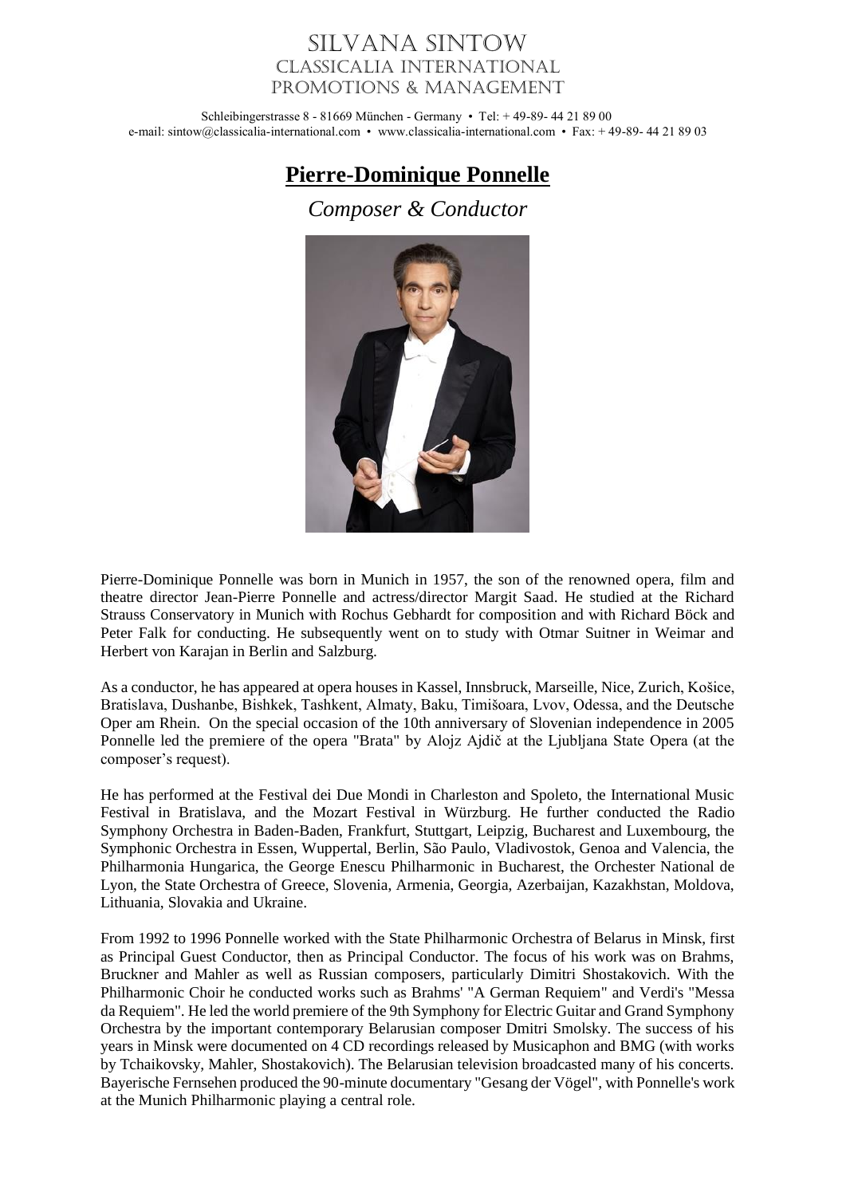# SILVANA SINTOW
## CLASSICALIA INTERNATIONAL
## PROMOTIONS & MANAGEMENT

Schleibingerstrasse 8 - 81669 München - Germany • Tel: + 49-89- 44 21 89 00
e-mail: sintow@classicalia-international.com • www.classicalia-international.com • Fax: + 49-89- 44 21 89 03

# **Pierre-Dominique Ponnelle**

*Composer & Conductor*

Pierre-Dominique Ponnelle was born in Munich in 1957, the son of the renowned opera, film and theatre director Jean-Pierre Ponnelle and actress/director Margit Saad. He studied at the Richard Strauss Conservatory in Munich with Rochus Gebhardt for composition and with Richard Böck and Peter Falk for conducting. He subsequently went on to study with Otmar Suitner in Weimar and Herbert von Karajan in Berlin and Salzburg.

As a conductor, he has appeared at opera houses in Kassel, Innsbruck, Marseille, Nice, Zurich, Košice, Bratislava, Dushanbe, Bishkek, Tashkent, Almaty, Baku, Timišoara, Lvov, Odessa, and the Deutsche Oper am Rhein. On the special occasion of the 10th anniversary of Slovenian independence in 2005 Ponnelle led the premiere of the opera "Brata" by Alojz Ajdič at the Ljubljana State Opera (at the composer's request).

He has performed at the Festival dei Due Mondi in Charleston and Spoleto, the International Music Festival in Bratislava, and the Mozart Festival in Würzburg. He further conducted the Radio Symphony Orchestra in Baden-Baden, Frankfurt, Stuttgart, Leipzig, Bucharest and Luxembourg, the Symphonic Orchestra in Essen, Wuppertal, Berlin, São Paulo, Vladivostok, Genoa and Valencia, the Philharmonia Hungarica, the George Enescu Philharmonic in Bucharest, the Orchester National de Lyon, the State Orchestra of Greece, Slovenia, Armenia, Georgia, Azerbaijan, Kazakhstan, Moldova, Lithuania, Slovakia and Ukraine.

From 1992 to 1996 Ponnelle worked with the State Philharmonic Orchestra of Belarus in Minsk, first as Principal Guest Conductor, then as Principal Conductor. The focus of his work was on Brahms, Bruckner and Mahler as well as Russian composers, particularly Dimitri Shostakovich. With the Philharmonic Choir he conducted works such as Brahms' "A German Requiem" and Verdi's "Messa da Requiem". He led the world premiere of the 9th Symphony for Electric Guitar and Grand Symphony Orchestra by the important contemporary Belarusian composer Dmitri Smolsky. The success of his years in Minsk were documented on 4 CD recordings released by Musicaphon and BMG (with works by Tchaikovsky, Mahler, Shostakovich). The Belarusian television broadcasted many of his concerts. Bayerische Fernsehen produced the 90-minute documentary "Gesang der Vögel", with Ponnelle's work at the Munich Philharmonic playing a central role.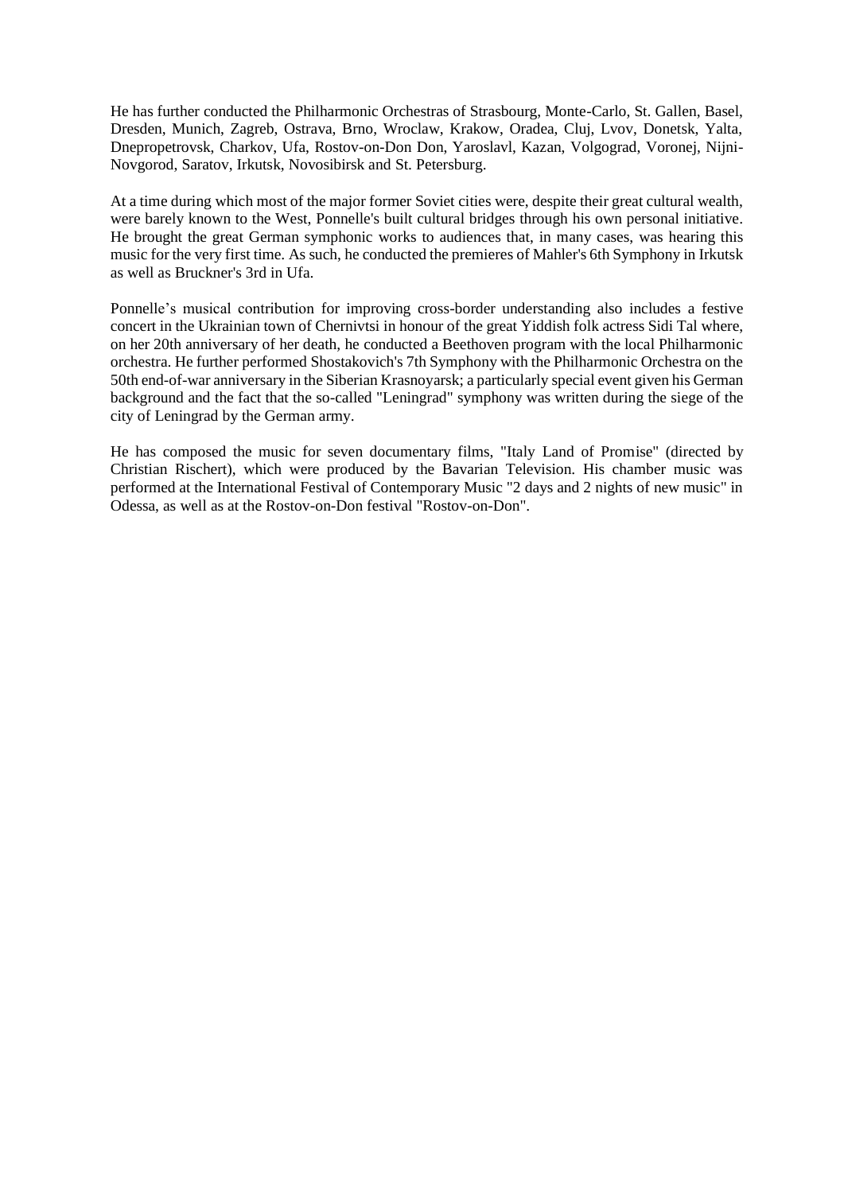He has further conducted the Philharmonic Orchestras of Strasbourg, Monte-Carlo, St. Gallen, Basel, Dresden, Munich, Zagreb, Ostrava, Brno, Wroclaw, Krakow, Oradea, Cluj, Lvov, Donetsk, Yalta, Dnepropetrovsk, Charkov, Ufa, Rostov-on-Don Don, Yaroslavl, Kazan, Volgograd, Voronej, Nijni-Novgorod, Saratov, Irkutsk, Novosibirsk and St. Petersburg.

At a time during which most of the major former Soviet cities were, despite their great cultural wealth, were barely known to the West, Ponnelle's built cultural bridges through his own personal initiative. He brought the great German symphonic works to audiences that, in many cases, was hearing this music for the very first time. As such, he conducted the premieres of Mahler's 6th Symphony in Irkutsk as well as Bruckner's 3rd in Ufa.

Ponnelle's musical contribution for improving cross-border understanding also includes a festive concert in the Ukrainian town of Chernivtsi in honour of the great Yiddish folk actress Sidi Tal where, on her 20th anniversary of her death, he conducted a Beethoven program with the local Philharmonic orchestra. He further performed Shostakovich's 7th Symphony with the Philharmonic Orchestra on the 50th end-of-war anniversary in the Siberian Krasnoyarsk; a particularly special event given his German background and the fact that the so-called "Leningrad" symphony was written during the siege of the city of Leningrad by the German army.

He has composed the music for seven documentary films, "Italy Land of Promise" (directed by Christian Rischert), which were produced by the Bavarian Television. His chamber music was performed at the International Festival of Contemporary Music "2 days and 2 nights of new music" in Odessa, as well as at the Rostov-on-Don festival "Rostov-on-Don".